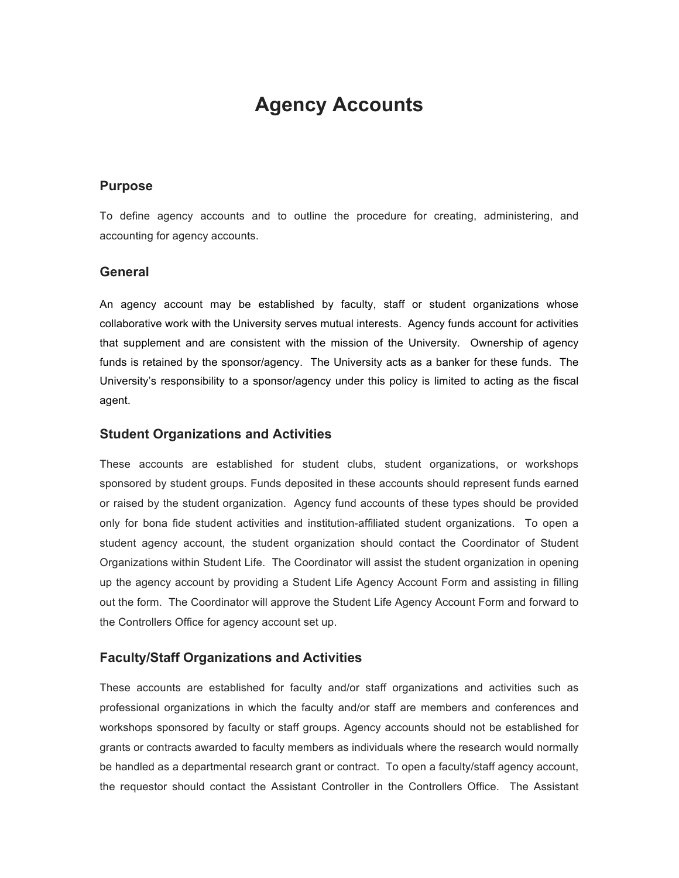# Agency Accounts

## Purpose

To define agency accounts and to outline the procedure for creating, administering, and accounting for agency accounts.

## General

An agency account may be established by faculty, staff or student organizations whose collaborative work with the University serves mutual interests. Agency funds account for activities that supplement and are consistent with the mission of the University. Ownership of agency funds is retained by the sponsor/agency. The University acts as a banker for these funds. The University's responsibility to a sponsor/agency under this policy is limited to acting as the fiscal agent.

## Student Organizations and Activities

These accounts are established for student clubs, student organizations, or workshops sponsored by student groups. Funds deposited in these accounts should represent funds earned or raised by the student organization. Agency fund accounts of these types should be provided only for bona fide student activities and institution-affiliated student organizations. To open a student agency account, the student organization should contact the Coordinator of Student Organizations within Student Life. The Coordinator will assist the student organization in opening up the agency account by providing a Student Life Agency Account Form and assisting in filling out the form. The Coordinator will approve the Student Life Agency Account Form and forward to the Controllers Office for agency account set up.

## Faculty/Staff Organizations and Activities

These accounts are established for faculty and/or staff organizations and activities such as professional organizations in which the faculty and/or staff are members and conferences and workshops sponsored by faculty or staff groups. Agency accounts should not be established for grants or contracts awarded to faculty members as individuals where the research would normally be handled as a departmental research grant or contract. To open a faculty/staff agency account, the requestor should contact the Assistant Controller in the Controllers Office. The Assistant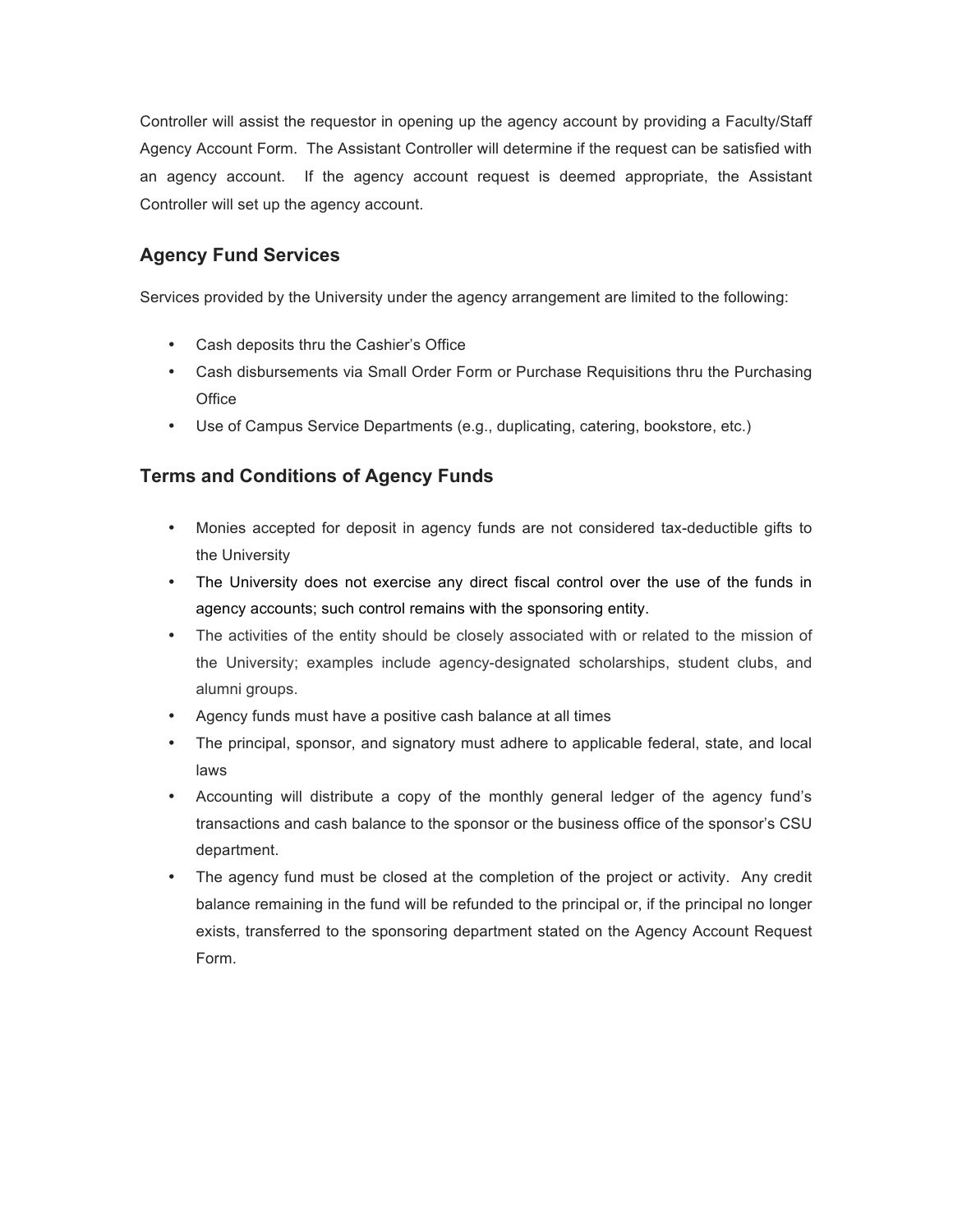Controller will assist the requestor in opening up the agency account by providing a Faculty/Staff Agency Account Form. The Assistant Controller will determine if the request can be satisfied with an agency account. If the agency account request is deemed appropriate, the Assistant Controller will set up the agency account.

## Agency Fund Services

Services provided by the University under the agency arrangement are limited to the following:

- Cash deposits thru the Cashier's Office
- Cash disbursements via Small Order Form or Purchase Requisitions thru the Purchasing Office
- Use of Campus Service Departments (e.g., duplicating, catering, bookstore, etc.)

## Terms and Conditions of Agency Funds

- Monies accepted for deposit in agency funds are not considered tax-deductible gifts to the University
- The University does not exercise any direct fiscal control over the use of the funds in agency accounts; such control remains with the sponsoring entity.
- The activities of the entity should be closely associated with or related to the mission of the University; examples include agency-designated scholarships, student clubs, and alumni groups.
- Agency funds must have a positive cash balance at all times
- The principal, sponsor, and signatory must adhere to applicable federal, state, and local laws
- Accounting will distribute a copy of the monthly general ledger of the agency fund's transactions and cash balance to the sponsor or the business office of the sponsor's CSU department.
- The agency fund must be closed at the completion of the project or activity. Any credit balance remaining in the fund will be refunded to the principal or, if the principal no longer exists, transferred to the sponsoring department stated on the Agency Account Request Form.